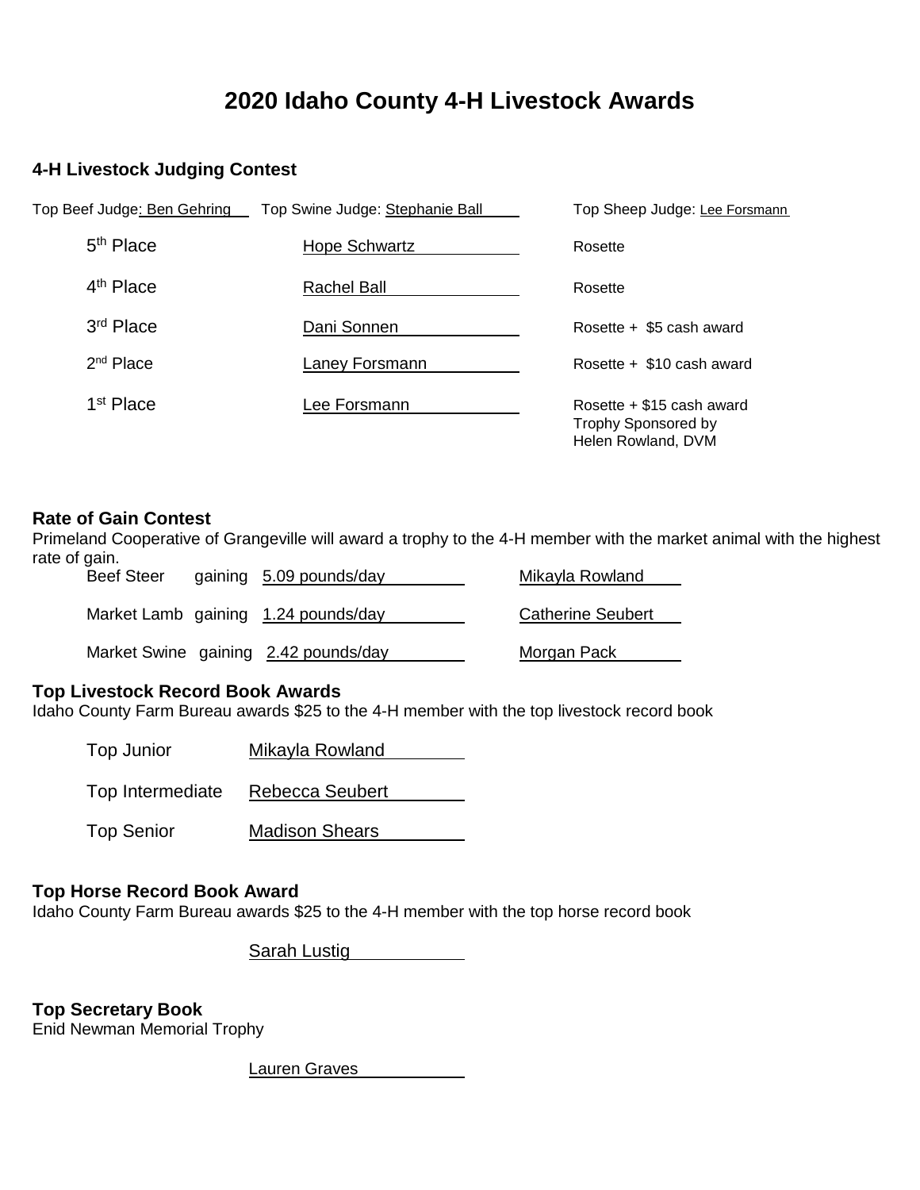# 2020 Idaho County 4-H Livestock Awards

## 4-H Livestock Judging Contest

Top Beef Judge: Ben Gehring    Top Swine Judge: Stephanie Ball    Top Sheep Judge: Lee Forsmann

| Place | Name | Award |
|---|---|---|
| 5th Place | Hope Schwartz | Rosette |
| 4th Place | Rachel Ball | Rosette |
| 3rd Place | Dani Sonnen | Rosette + $5 cash award |
| 2nd Place | Laney Forsmann | Rosette + $10 cash award |
| 1st Place | Lee Forsmann | Rosette + $15 cash award<br>Trophy Sponsored by<br>Helen Rowland, DVM |

## Rate of Gain Contest

Primeland Cooperative of Grangeville will award a trophy to the 4-H member with the market animal with the highest rate of gain.

| Animal | Gain | Name |
|---|---|---|
| Beef Steer | gaining 5.09 pounds/day | Mikayla Rowland |
| Market Lamb | gaining 1.24 pounds/day | Catherine Seubert |
| Market Swine | gaining 2.42 pounds/day | Morgan Pack |

## Top Livestock Record Book Awards

Idaho County Farm Bureau awards $25 to the 4-H member with the top livestock record book

| Category | Name |
|---|---|
| Top Junior | Mikayla Rowland |
| Top Intermediate | Rebecca Seubert |
| Top Senior | Madison Shears |

## Top Horse Record Book Award

Idaho County Farm Bureau awards $25 to the 4-H member with the top horse record book

Sarah Lustig

## Top Secretary Book

Enid Newman Memorial Trophy

Lauren Graves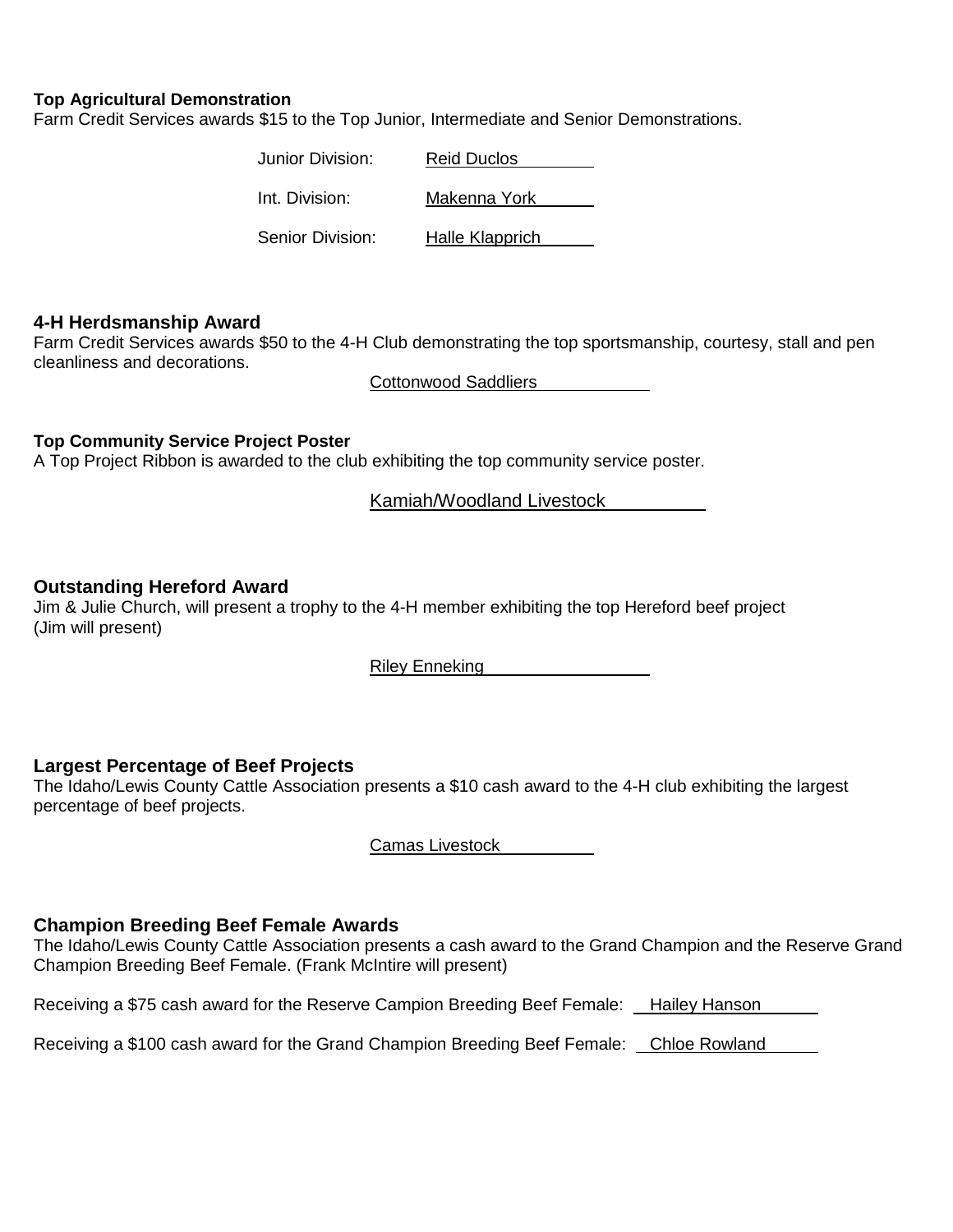**Top Agricultural Demonstration**

Farm Credit Services awards $15 to the Top Junior, Intermediate and Senior Demonstrations.

Junior Division: Reid Duclos

Int. Division: Makenna York

Senior Division: Halle Klapprich

## 4-H Herdsmanship Award

Farm Credit Services awards $50 to the 4-H Club demonstrating the top sportsmanship, courtesy, stall and pen cleanliness and decorations.

Cottonwood Saddliers

**Top Community Service Project Poster**

A Top Project Ribbon is awarded to the club exhibiting the top community service poster.

Kamiah/Woodland Livestock

## Outstanding Hereford Award

Jim & Julie Church, will present a trophy to the 4-H member exhibiting the top Hereford beef project (Jim will present)

Riley Enneking

## Largest Percentage of Beef Projects

The Idaho/Lewis County Cattle Association presents a $10 cash award to the 4-H club exhibiting the largest percentage of beef projects.

Camas Livestock

## Champion Breeding Beef Female Awards

The Idaho/Lewis County Cattle Association presents a cash award to the Grand Champion and the Reserve Grand Champion Breeding Beef Female. (Frank McIntire will present)

Receiving a $75 cash award for the Reserve Campion Breeding Beef Female: Hailey Hanson

Receiving a $100 cash award for the Grand Champion Breeding Beef Female: Chloe Rowland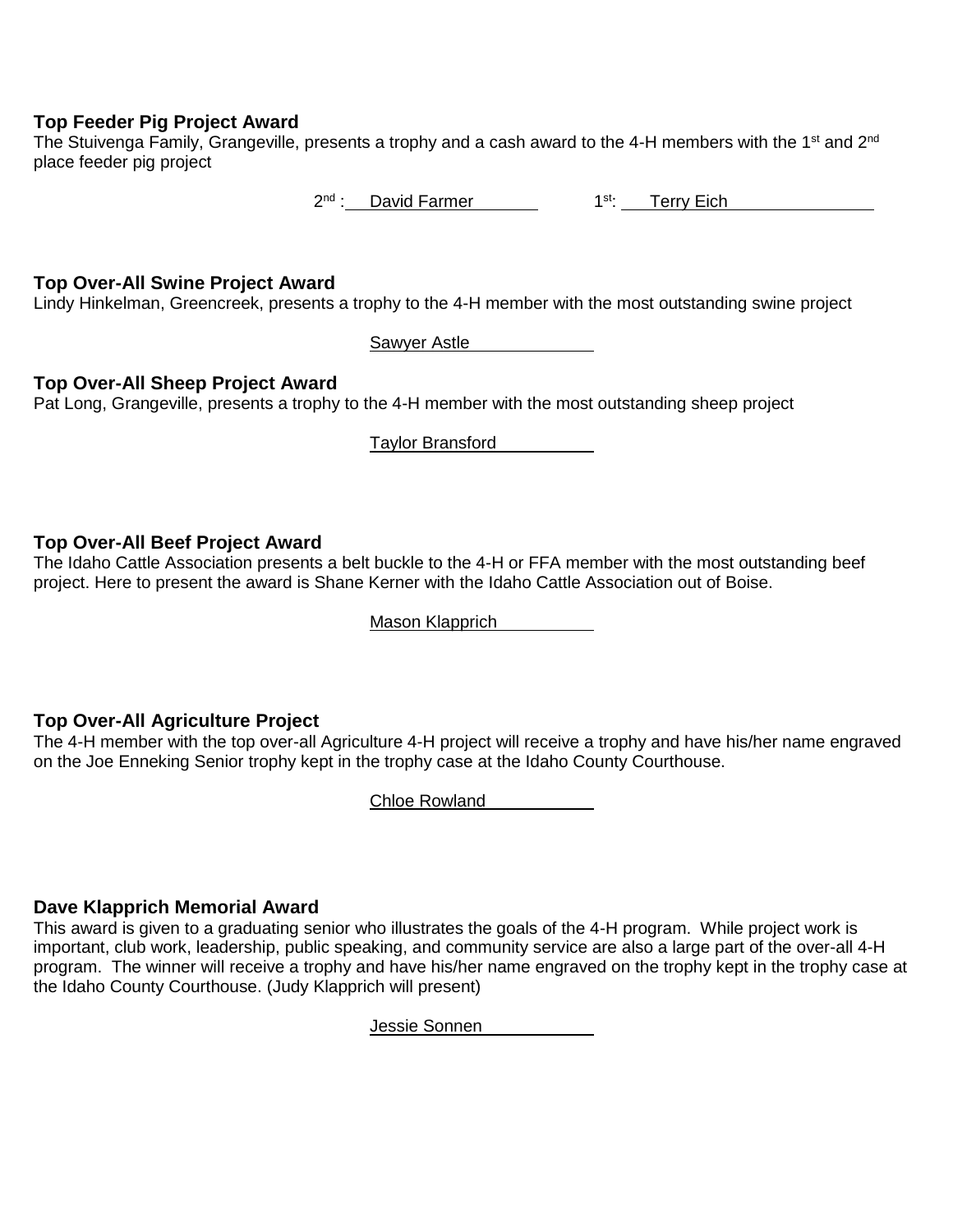**Top Feeder Pig Project Award**

The Stuivenga Family, Grangeville, presents a trophy and a cash award to the 4-H members with the 1st and 2nd place feeder pig project

2nd : David Farmer 1st: Terry Eich

**Top Over-All Swine Project Award**

Lindy Hinkelman, Greencreek, presents a trophy to the 4-H member with the most outstanding swine project

Sawyer Astle

**Top Over-All Sheep Project Award**

Pat Long, Grangeville, presents a trophy to the 4-H member with the most outstanding sheep project

Taylor Bransford

**Top Over-All Beef Project Award**

The Idaho Cattle Association presents a belt buckle to the 4-H or FFA member with the most outstanding beef project. Here to present the award is Shane Kerner with the Idaho Cattle Association out of Boise.

Mason Klapprich

**Top Over-All Agriculture Project**

The 4-H member with the top over-all Agriculture 4-H project will receive a trophy and have his/her name engraved on the Joe Enneking Senior trophy kept in the trophy case at the Idaho County Courthouse.

Chloe Rowland

**Dave Klapprich Memorial Award**

This award is given to a graduating senior who illustrates the goals of the 4-H program. While project work is important, club work, leadership, public speaking, and community service are also a large part of the over-all 4-H program. The winner will receive a trophy and have his/her name engraved on the trophy kept in the trophy case at the Idaho County Courthouse. (Judy Klapprich will present)

Jessie Sonnen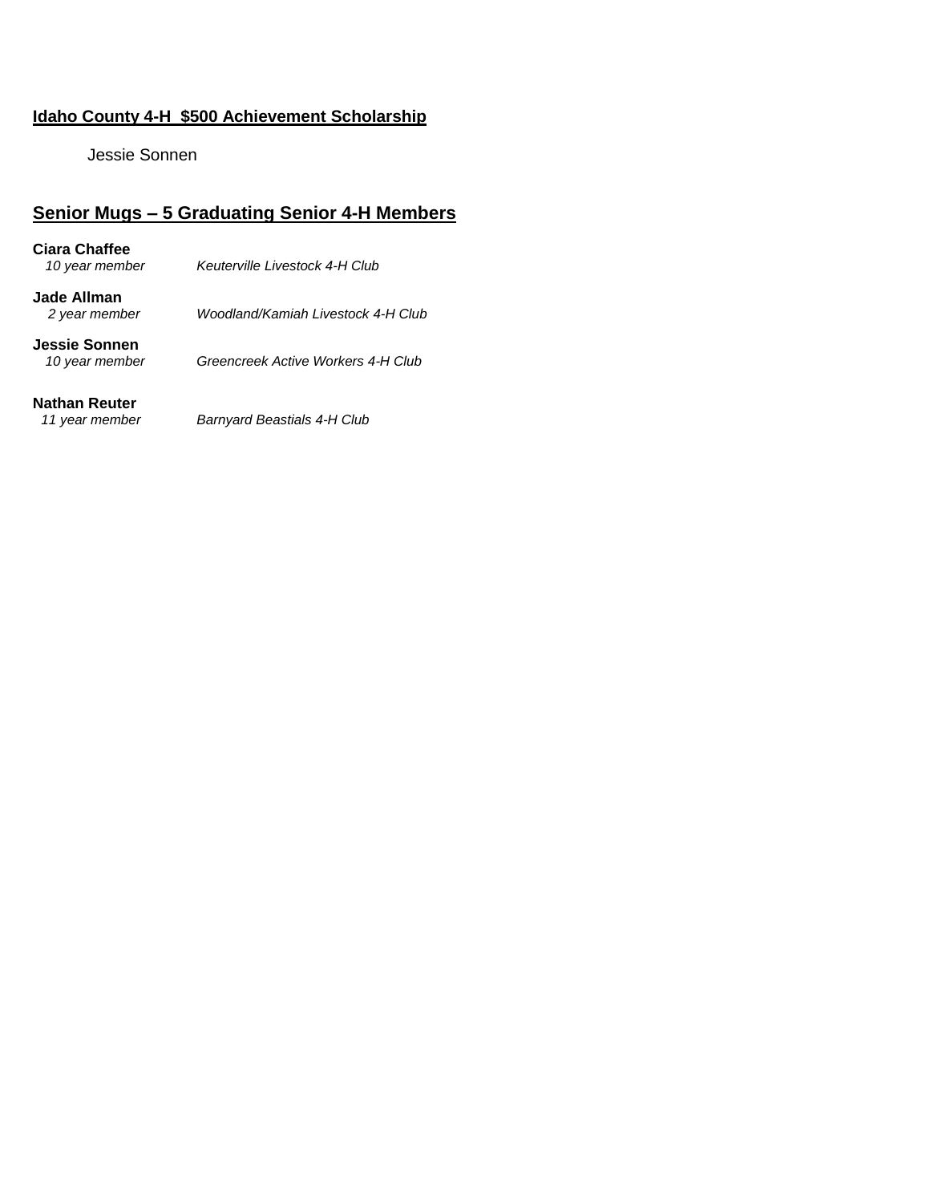**Idaho County 4-H  $500 Achievement Scholarship**

Jessie Sonnen

## Senior Mugs – 5 Graduating Senior 4-H Members

**Ciara Chaffee**
*10 year member* *Keuterville Livestock 4-H Club*

**Jade Allman**
*2 year member* *Woodland/Kamiah Livestock 4-H Club*

**Jessie Sonnen**
*10 year member* *Greencreek Active Workers 4-H Club*

**Nathan Reuter**
*11 year member* *Barnyard Beastials 4-H Club*